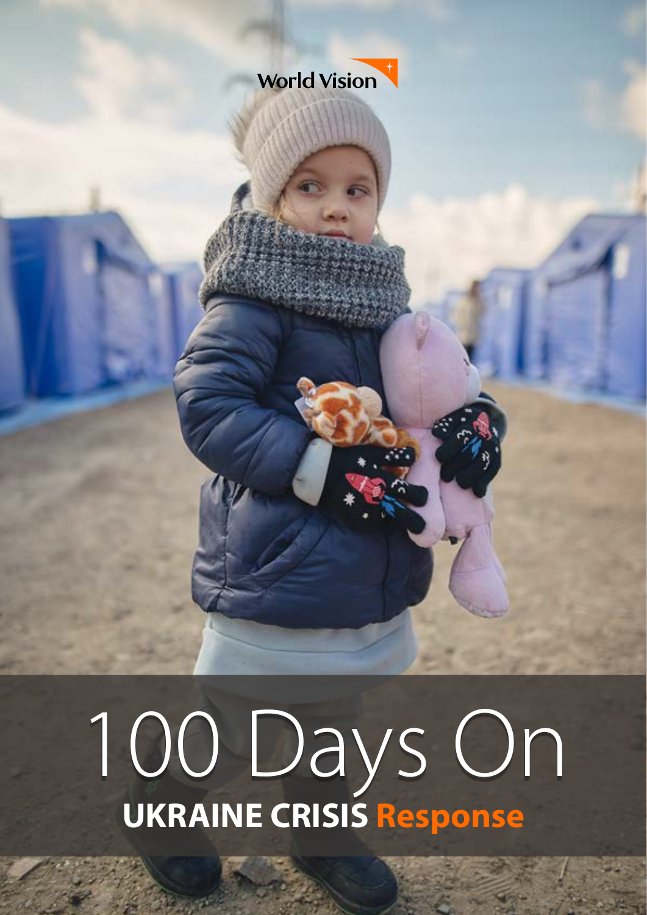World Vision

# 100 Days On

## UKRAINE CRISIS Response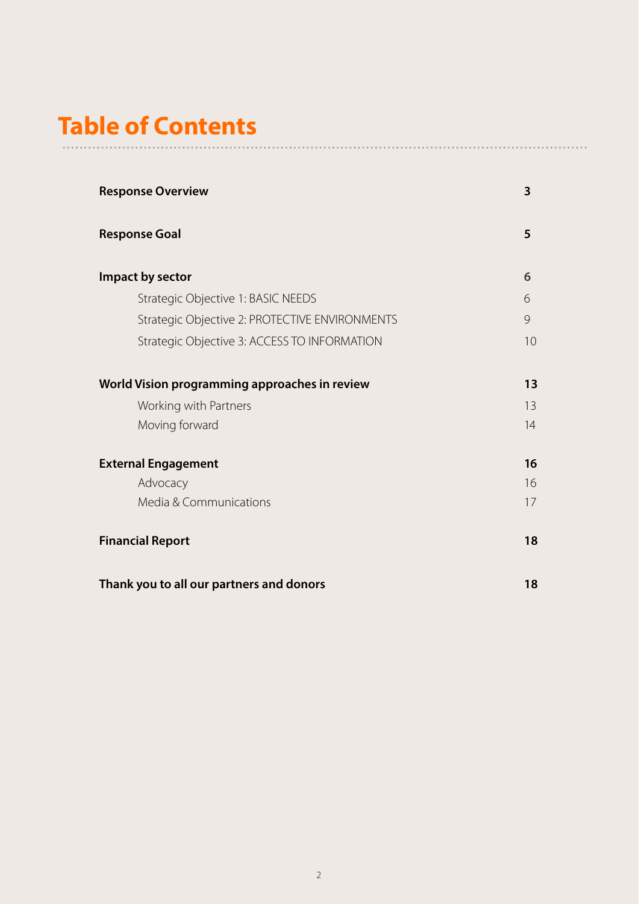# Table of Contents

| | |
|---|---|
| **Response Overview** | **3** |
| **Response Goal** | **5** |
| **Impact by sector** | **6** |
| Strategic Objective 1: BASIC NEEDS | 6 |
| Strategic Objective 2: PROTECTIVE ENVIRONMENTS | 9 |
| Strategic Objective 3: ACCESS TO INFORMATION | 10 |
| **World Vision programming approaches in review** | **13** |
| Working with Partners | 13 |
| Moving forward | 14 |
| **External Engagement** | **16** |
| Advocacy | 16 |
| Media & Communications | 17 |
| **Financial Report** | **18** |
| **Thank you to all our partners and donors** | **18** |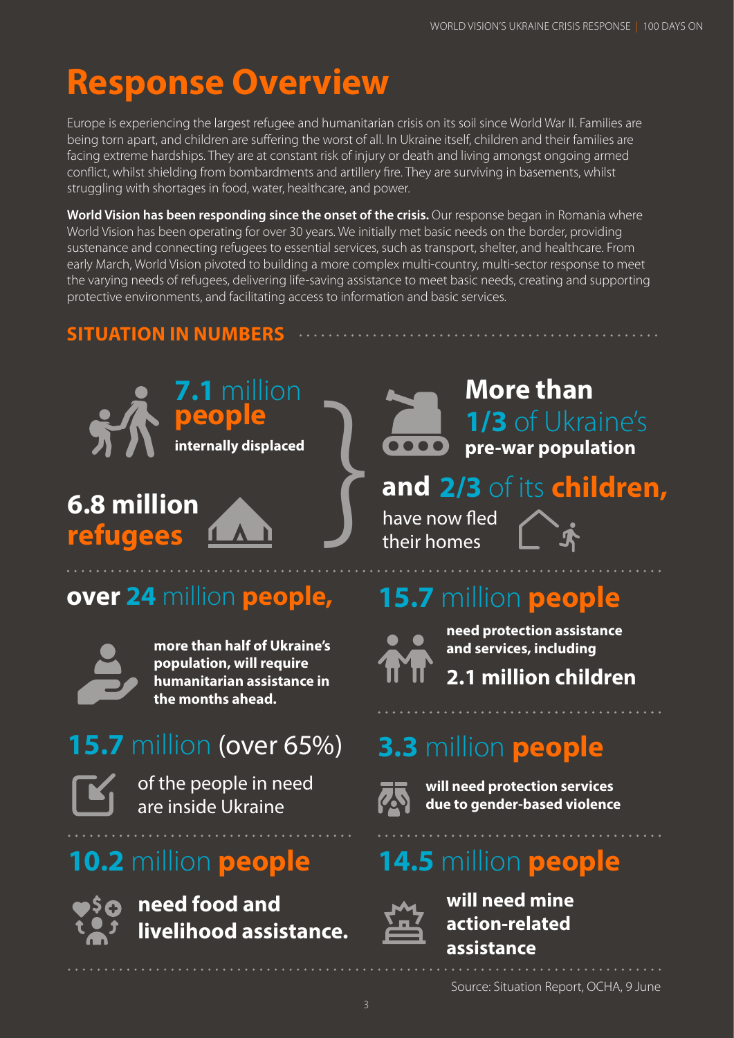# Response Overview

Europe is experiencing the largest refugee and humanitarian crisis on its soil since World War II. Families are being torn apart, and children are suffering the worst of all. In Ukraine itself, children and their families are facing extreme hardships. They are at constant risk of injury or death and living amongst ongoing armed conflict, whilst shielding from bombardments and artillery fire. They are surviving in basements, whilst struggling with shortages in food, water, healthcare, and power.

**World Vision has been responding since the onset of the crisis.** Our response began in Romania where World Vision has been operating for over 30 years. We initially met basic needs on the border, providing sustenance and connecting refugees to essential services, such as transport, shelter, and healthcare. From early March, World Vision pivoted to building a more complex multi-country, multi-sector response to meet the varying needs of refugees, delivering life-saving assistance to meet basic needs, creating and supporting protective environments, and facilitating access to information and basic services.

## SITUATION IN NUMBERS

**7.1** million **people** **internally displaced**

**6.8 million refugees**

**More than 1/3** of Ukraine's **pre-war population** **and 2/3** of its **children,** have now fled their homes

**over 24** million **people,** **more than half of Ukraine's population, will require humanitarian assistance in the months ahead.**

**15.7** million **people** **need protection assistance and services, including** **2.1 million children**

**15.7** million (over 65%) of the people in need are inside Ukraine

**3.3** million **people** **will need protection services due to gender-based violence**

**10.2** million **people** **need food and livelihood assistance.**

**14.5** million **people** **will need mine action-related assistance**

Source: Situation Report, OCHA, 9 June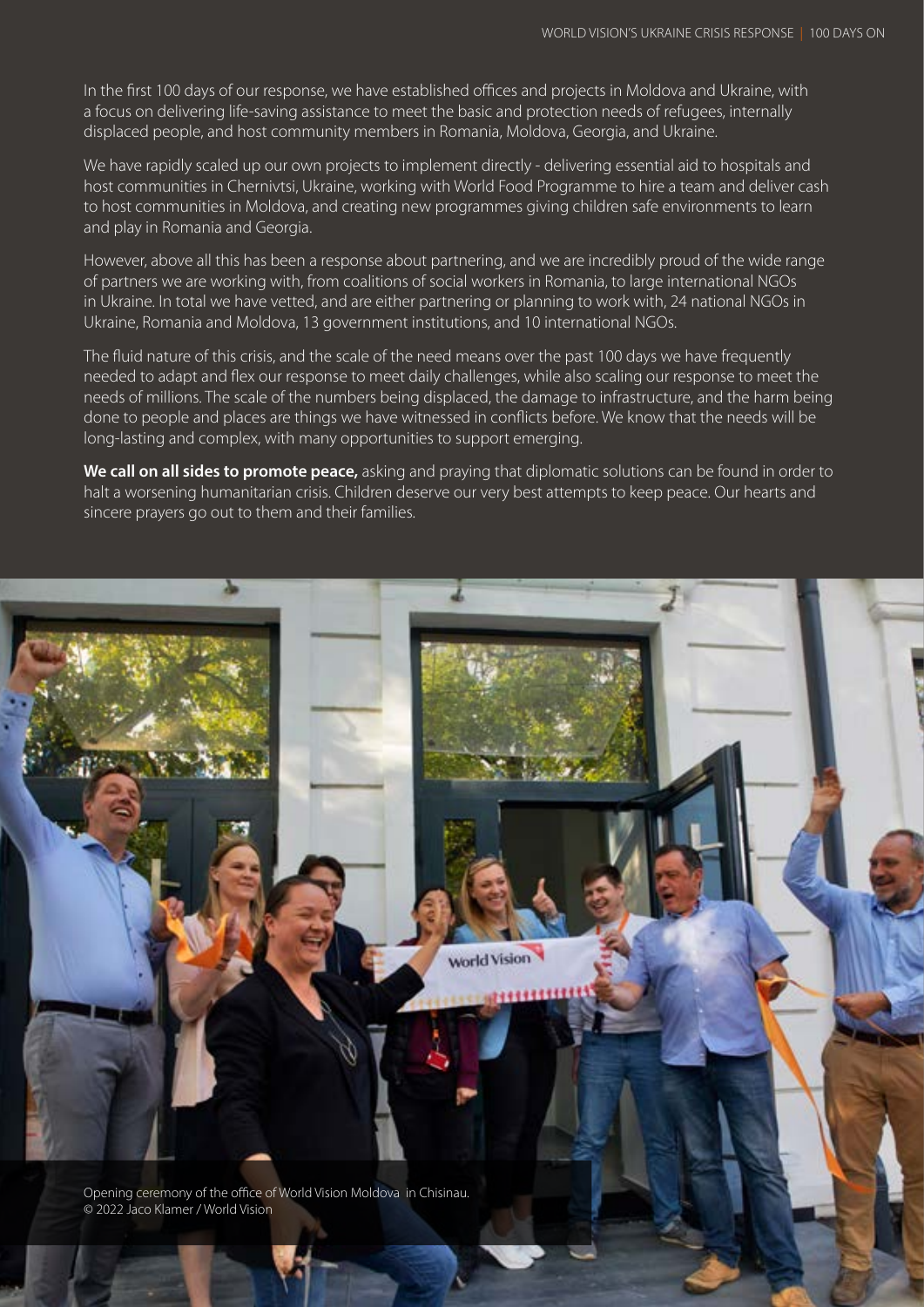In the first 100 days of our response, we have established offices and projects in Moldova and Ukraine, with a focus on delivering life-saving assistance to meet the basic and protection needs of refugees, internally displaced people, and host community members in Romania, Moldova, Georgia, and Ukraine.

We have rapidly scaled up our own projects to implement directly - delivering essential aid to hospitals and host communities in Chernivtsi, Ukraine, working with World Food Programme to hire a team and deliver cash to host communities in Moldova, and creating new programmes giving children safe environments to learn and play in Romania and Georgia.

However, above all this has been a response about partnering, and we are incredibly proud of the wide range of partners we are working with, from coalitions of social workers in Romania, to large international NGOs in Ukraine. In total we have vetted, and are either partnering or planning to work with, 24 national NGOs in Ukraine, Romania and Moldova, 13 government institutions, and 10 international NGOs.

The fluid nature of this crisis, and the scale of the need means over the past 100 days we have frequently needed to adapt and flex our response to meet daily challenges, while also scaling our response to meet the needs of millions. The scale of the numbers being displaced, the damage to infrastructure, and the harm being done to people and places are things we have witnessed in conflicts before. We know that the needs will be long-lasting and complex, with many opportunities to support emerging.

**We call on all sides to promote peace,** asking and praying that diplomatic solutions can be found in order to halt a worsening humanitarian crisis. Children deserve our very best attempts to keep peace. Our hearts and sincere prayers go out to them and their families.

Opening ceremony of the office of World Vision Moldova in Chisinau.
© 2022 Jaco Klamer / World Vision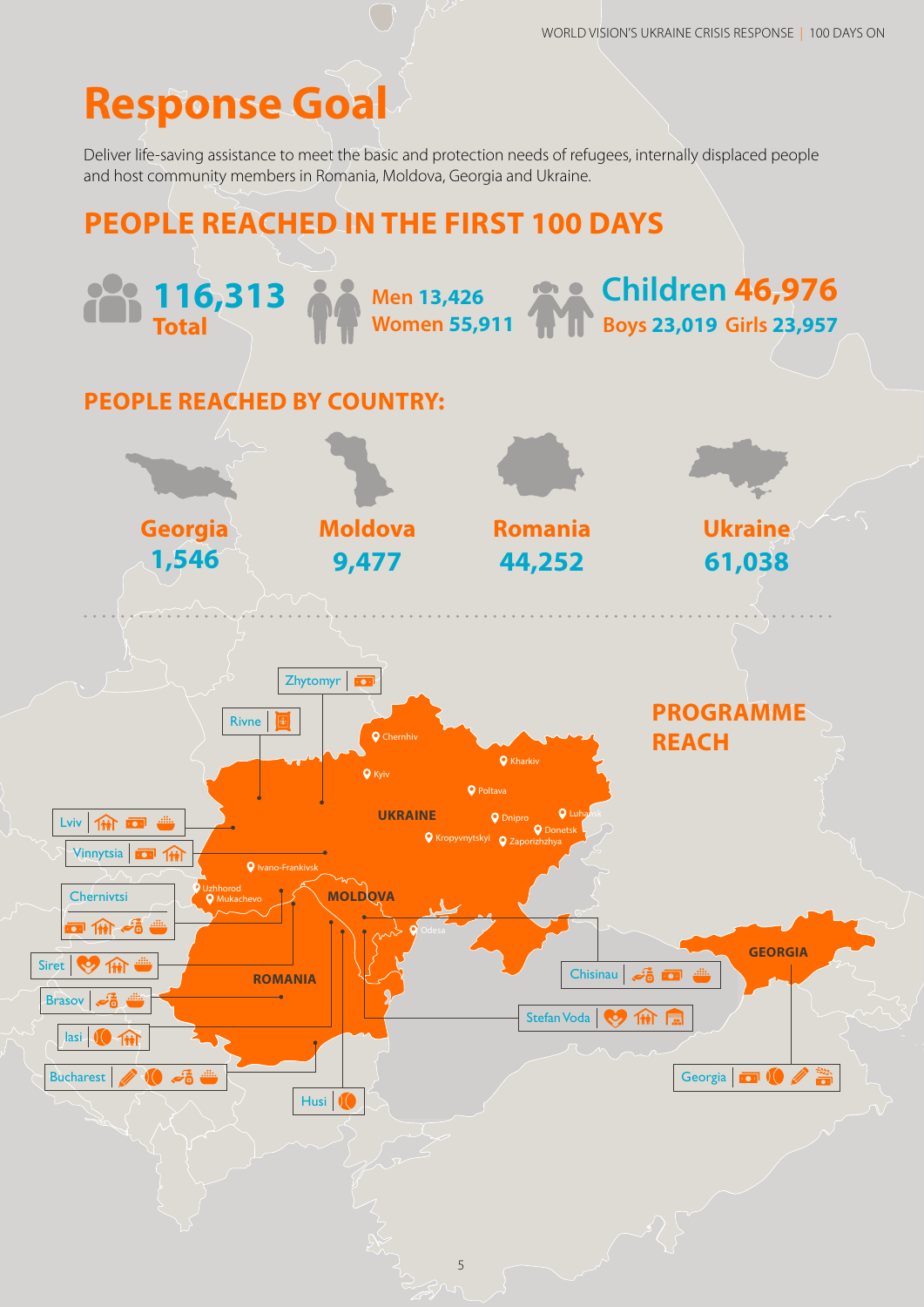# Response Goal

Deliver life-saving assistance to meet the basic and protection needs of refugees, internally displaced people and host community members in Romania, Moldova, Georgia and Ukraine.

## PEOPLE REACHED IN THE FIRST 100 DAYS

**116,313** Total

Men 13,426
Women 55,911

Children 46,976
Boys 23,019 Girls 23,957

## PEOPLE REACHED BY COUNTRY:

| Georgia | Moldova | Romania | Ukraine |
|---|---|---|---|
| 1,546 | 9,477 | 44,252 | 61,038 |

## PROGRAMME REACH

UKRAINE: Zhytomyr, Rivne, Lviv, Vinnytsia, Chernivtsi, Chernihiv, Kyiv, Kharkiv, Poltava, Dnipro, Luhansk, Donetsk, Kropyvnytskyi, Zaporizhzhya, Ivano-Frankivsk, Uzhhorod, Mukachevo, Odesa

MOLDOVA: Chisinau, Stefan Voda

ROMANIA: Siret, Brasov, Iasi, Bucharest, Husi

GEORGIA: Georgia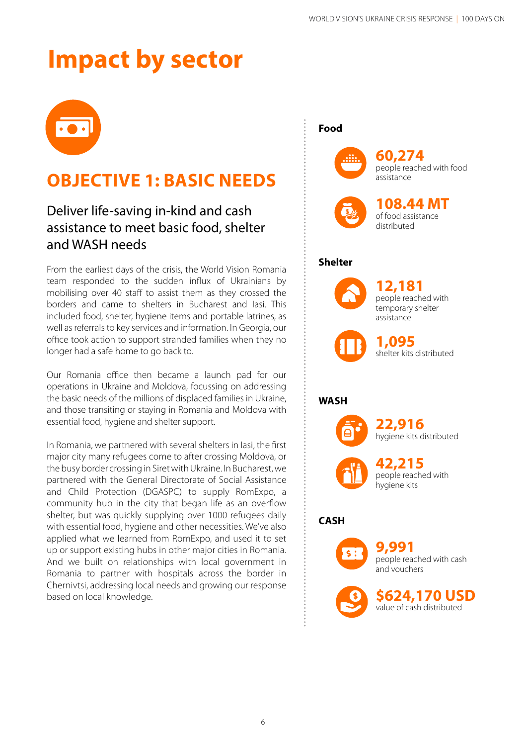# Impact by sector

## OBJECTIVE 1: BASIC NEEDS

### Deliver life-saving in-kind and cash assistance to meet basic food, shelter and WASH needs

From the earliest days of the crisis, the World Vision Romania team responded to the sudden influx of Ukrainians by mobilising over 40 staff to assist them as they crossed the borders and came to shelters in Bucharest and Iasi. This included food, shelter, hygiene items and portable latrines, as well as referrals to key services and information. In Georgia, our office took action to support stranded families when they no longer had a safe home to go back to.

Our Romania office then became a launch pad for our operations in Ukraine and Moldova, focussing on addressing the basic needs of the millions of displaced families in Ukraine, and those transiting or staying in Romania and Moldova with essential food, hygiene and shelter support.

In Romania, we partnered with several shelters in Iasi, the first major city many refugees come to after crossing Moldova, or the busy border crossing in Siret with Ukraine. In Bucharest, we partnered with the General Directorate of Social Assistance and Child Protection (DGASPC) to supply RomExpo, a community hub in the city that began life as an overflow shelter, but was quickly supplying over 1000 refugees daily with essential food, hygiene and other necessities. We've also applied what we learned from RomExpo, and used it to set up or support existing hubs in other major cities in Romania. And we built on relationships with local government in Romania to partner with hospitals across the border in Chernivtsi, addressing local needs and growing our response based on local knowledge.

**Food**

**60,274** people reached with food assistance

**108.44 MT** of food assistance distributed

**Shelter**

**12,181** people reached with temporary shelter assistance

**1,095** shelter kits distributed

**WASH**

**22,916** hygiene kits distributed

**42,215** people reached with hygiene kits

**CASH**

**9,991** people reached with cash and vouchers

**$624,170 USD** value of cash distributed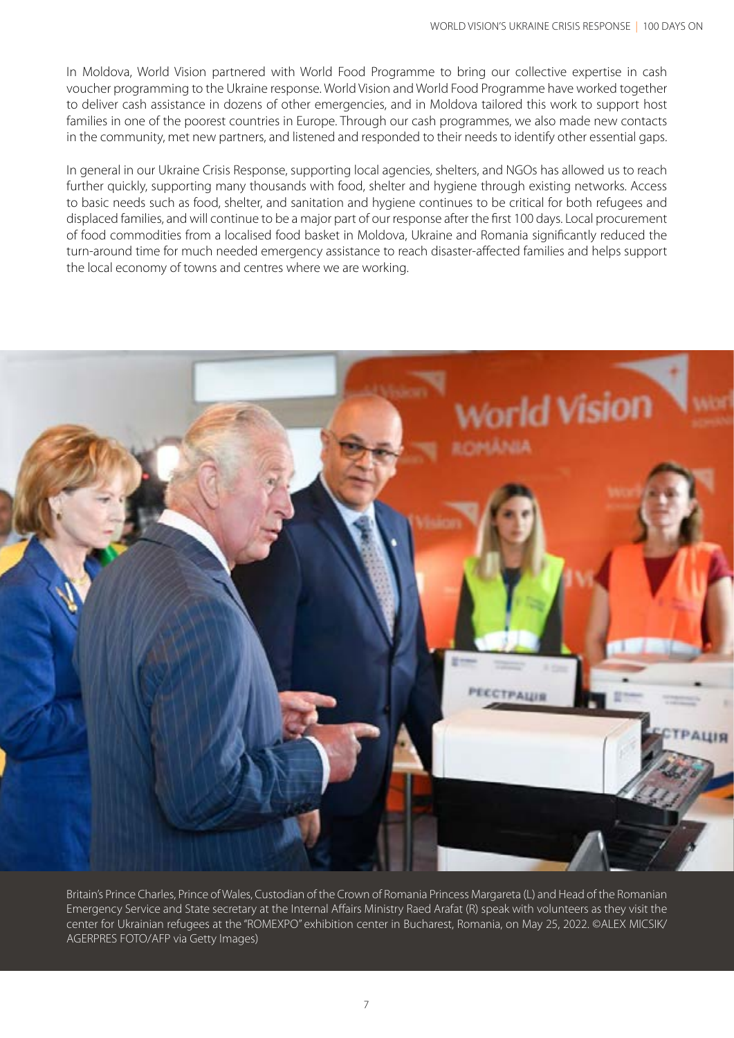In Moldova, World Vision partnered with World Food Programme to bring our collective expertise in cash voucher programming to the Ukraine response. World Vision and World Food Programme have worked together to deliver cash assistance in dozens of other emergencies, and in Moldova tailored this work to support host families in one of the poorest countries in Europe. Through our cash programmes, we also made new contacts in the community, met new partners, and listened and responded to their needs to identify other essential gaps.

In general in our Ukraine Crisis Response, supporting local agencies, shelters, and NGOs has allowed us to reach further quickly, supporting many thousands with food, shelter and hygiene through existing networks. Access to basic needs such as food, shelter, and sanitation and hygiene continues to be critical for both refugees and displaced families, and will continue to be a major part of our response after the first 100 days. Local procurement of food commodities from a localised food basket in Moldova, Ukraine and Romania significantly reduced the turn-around time for much needed emergency assistance to reach disaster-affected families and helps support the local economy of towns and centres where we are working.

Britain's Prince Charles, Prince of Wales, Custodian of the Crown of Romania Princess Margareta (L) and Head of the Romanian Emergency Service and State secretary at the Internal Affairs Ministry Raed Arafat (R) speak with volunteers as they visit the center for Ukrainian refugees at the "ROMEXPO" exhibition center in Bucharest, Romania, on May 25, 2022. ©ALEX MICSIK/ AGERPRES FOTO/AFP via Getty Images)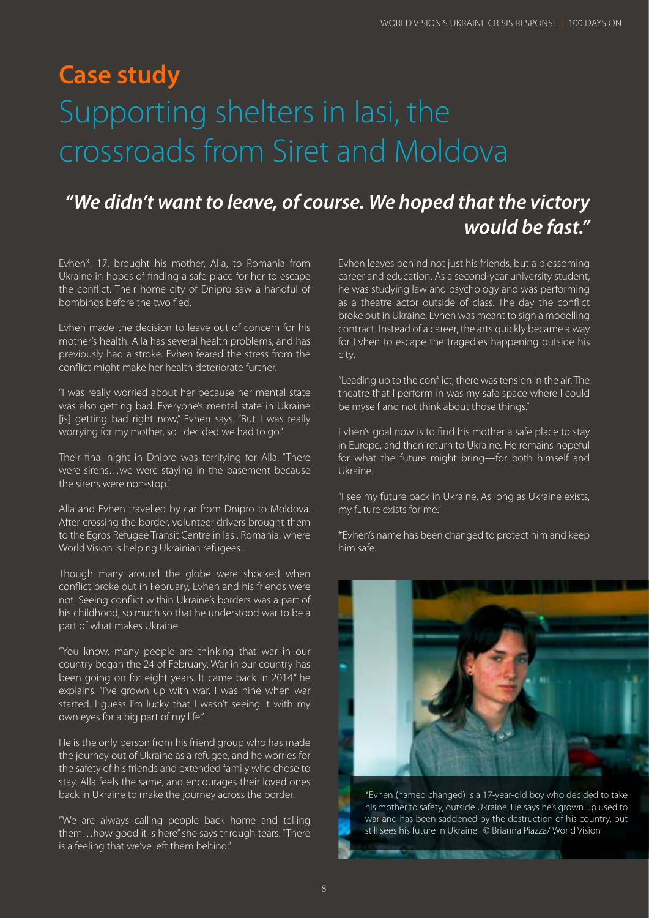## Case study

# Supporting shelters in Iasi, the crossroads from Siret and Moldova

***"We didn't want to leave, of course. We hoped that the victory would be fast."***

Evhen*, 17, brought his mother, Alla, to Romania from Ukraine in hopes of finding a safe place for her to escape the conflict. Their home city of Dnipro saw a handful of bombings before the two fled.

Evhen made the decision to leave out of concern for his mother's health. Alla has several health problems, and has previously had a stroke. Evhen feared the stress from the conflict might make her health deteriorate further.

"I was really worried about her because her mental state was also getting bad. Everyone's mental state in Ukraine [is] getting bad right now," Evhen says. "But I was really worrying for my mother, so I decided we had to go."

Their final night in Dnipro was terrifying for Alla. "There were sirens…we were staying in the basement because the sirens were non-stop."

Alla and Evhen travelled by car from Dnipro to Moldova. After crossing the border, volunteer drivers brought them to the Egros Refugee Transit Centre in Iasi, Romania, where World Vision is helping Ukrainian refugees.

Though many around the globe were shocked when conflict broke out in February, Evhen and his friends were not. Seeing conflict within Ukraine's borders was a part of his childhood, so much so that he understood war to be a part of what makes Ukraine.

"You know, many people are thinking that war in our country began the 24 of February. War in our country has been going on for eight years. It came back in 2014." he explains. "I've grown up with war. I was nine when war started. I guess I'm lucky that I wasn't seeing it with my own eyes for a big part of my life."

He is the only person from his friend group who has made the journey out of Ukraine as a refugee, and he worries for the safety of his friends and extended family who chose to stay. Alla feels the same, and encourages their loved ones back in Ukraine to make the journey across the border.

"We are always calling people back home and telling them…how good it is here" she says through tears. "There is a feeling that we've left them behind."

Evhen leaves behind not just his friends, but a blossoming career and education. As a second-year university student, he was studying law and psychology and was performing as a theatre actor outside of class. The day the conflict broke out in Ukraine, Evhen was meant to sign a modelling contract. Instead of a career, the arts quickly became a way for Evhen to escape the tragedies happening outside his city.

"Leading up to the conflict, there was tension in the air. The theatre that I perform in was my safe space where I could be myself and not think about those things."

Evhen's goal now is to find his mother a safe place to stay in Europe, and then return to Ukraine. He remains hopeful for what the future might bring—for both himself and Ukraine.

"I see my future back in Ukraine. As long as Ukraine exists, my future exists for me."

*Evhen's name has been changed to protect him and keep him safe.

*Evhen (named changed) is a 17-year-old boy who decided to take his mother to safety, outside Ukraine. He says he's grown up used to war and has been saddened by the destruction of his country, but still sees his future in Ukraine. © Brianna Piazza/ World Vision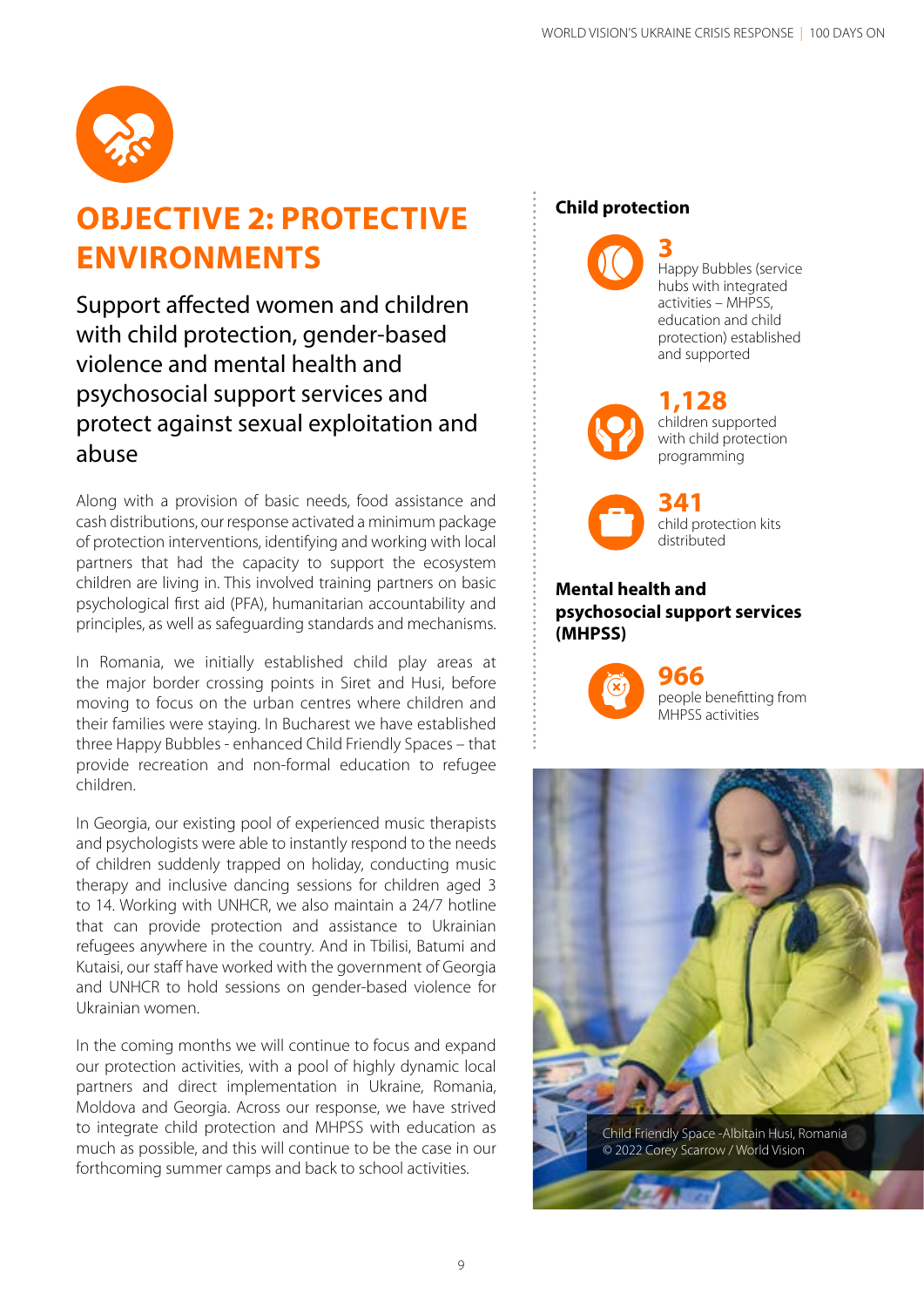# OBJECTIVE 2: PROTECTIVE ENVIRONMENTS

## Support affected women and children with child protection, gender-based violence and mental health and psychosocial support services and protect against sexual exploitation and abuse

Along with a provision of basic needs, food assistance and cash distributions, our response activated a minimum package of protection interventions, identifying and working with local partners that had the capacity to support the ecosystem children are living in. This involved training partners on basic psychological first aid (PFA), humanitarian accountability and principles, as well as safeguarding standards and mechanisms.

In Romania, we initially established child play areas at the major border crossing points in Siret and Husi, before moving to focus on the urban centres where children and their families were staying. In Bucharest we have established three Happy Bubbles - enhanced Child Friendly Spaces – that provide recreation and non-formal education to refugee children.

In Georgia, our existing pool of experienced music therapists and psychologists were able to instantly respond to the needs of children suddenly trapped on holiday, conducting music therapy and inclusive dancing sessions for children aged 3 to 14. Working with UNHCR, we also maintain a 24/7 hotline that can provide protection and assistance to Ukrainian refugees anywhere in the country. And in Tbilisi, Batumi and Kutaisi, our staff have worked with the government of Georgia and UNHCR to hold sessions on gender-based violence for Ukrainian women.

In the coming months we will continue to focus and expand our protection activities, with a pool of highly dynamic local partners and direct implementation in Ukraine, Romania, Moldova and Georgia. Across our response, we have strived to integrate child protection and MHPSS with education as much as possible, and this will continue to be the case in our forthcoming summer camps and back to school activities.

### Child protection

**3**
Happy Bubbles (service hubs with integrated activities – MHPSS, education and child protection) established and supported

**1,128**
children supported with child protection programming

**341**
child protection kits distributed

### Mental health and psychosocial support services (MHPSS)

**966**
people benefitting from MHPSS activities

Child Friendly Space -Albitain Husi, Romania
© 2022 Corey Scarrow / World Vision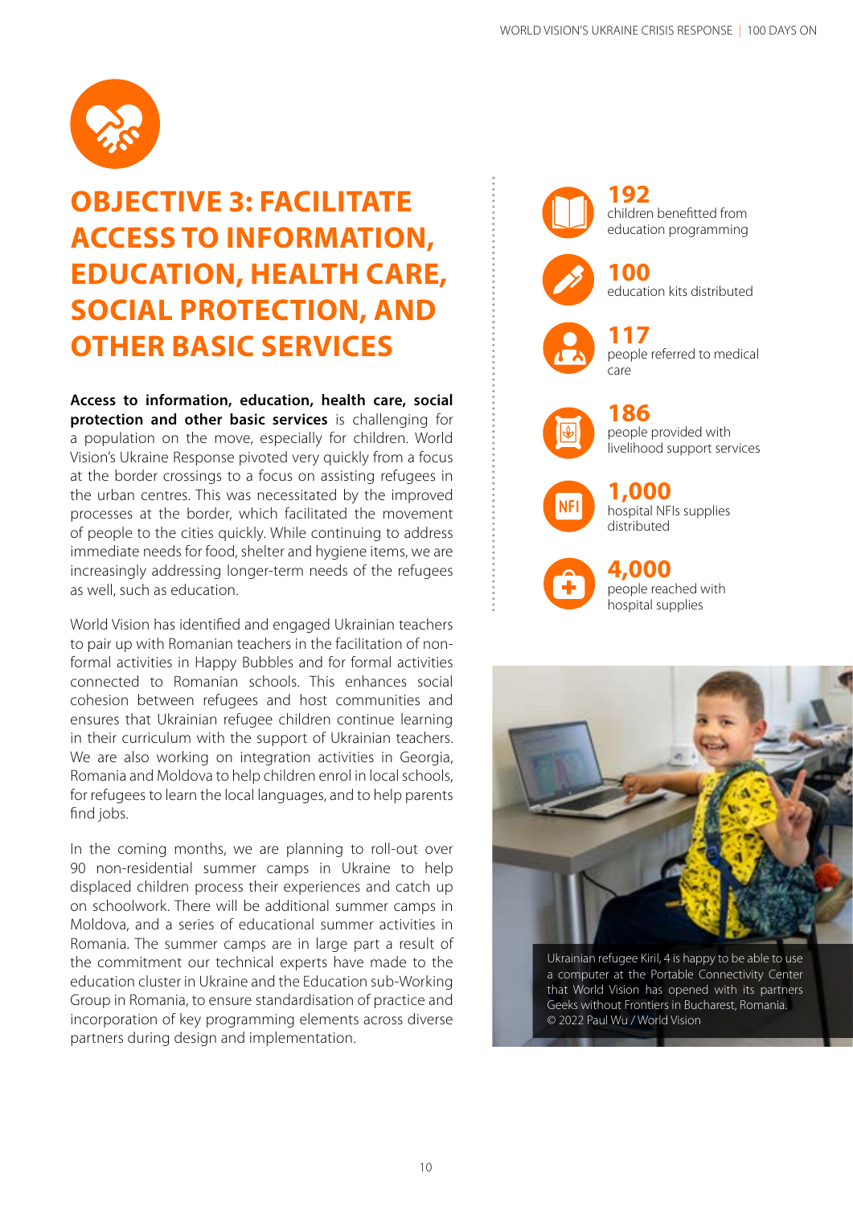# OBJECTIVE 3: FACILITATE ACCESS TO INFORMATION, EDUCATION, HEALTH CARE, SOCIAL PROTECTION, AND OTHER BASIC SERVICES

**Access to information, education, health care, social protection and other basic services** is challenging for a population on the move, especially for children. World Vision's Ukraine Response pivoted very quickly from a focus at the border crossings to a focus on assisting refugees in the urban centres. This was necessitated by the improved processes at the border, which facilitated the movement of people to the cities quickly. While continuing to address immediate needs for food, shelter and hygiene items, we are increasingly addressing longer-term needs of the refugees as well, such as education.

World Vision has identified and engaged Ukrainian teachers to pair up with Romanian teachers in the facilitation of non-formal activities in Happy Bubbles and for formal activities connected to Romanian schools. This enhances social cohesion between refugees and host communities and ensures that Ukrainian refugee children continue learning in their curriculum with the support of Ukrainian teachers. We are also working on integration activities in Georgia, Romania and Moldova to help children enrol in local schools, for refugees to learn the local languages, and to help parents find jobs.

In the coming months, we are planning to roll-out over 90 non-residential summer camps in Ukraine to help displaced children process their experiences and catch up on schoolwork. There will be additional summer camps in Moldova, and a series of educational summer activities in Romania. The summer camps are in large part a result of the commitment our technical experts have made to the education cluster in Ukraine and the Education sub-Working Group in Romania, to ensure standardisation of practice and incorporation of key programming elements across diverse partners during design and implementation.

**192** children benefitted from education programming

**100** education kits distributed

**117** people referred to medical care

**186** people provided with livelihood support services

**1,000** hospital NFIs supplies distributed

**4,000** people reached with hospital supplies

Ukrainian refugee Kiril, 4 is happy to be able to use a computer at the Portable Connectivity Center that World Vision has opened with its partners Geeks without Frontiers in Bucharest, Romania. © 2022 Paul Wu / World Vision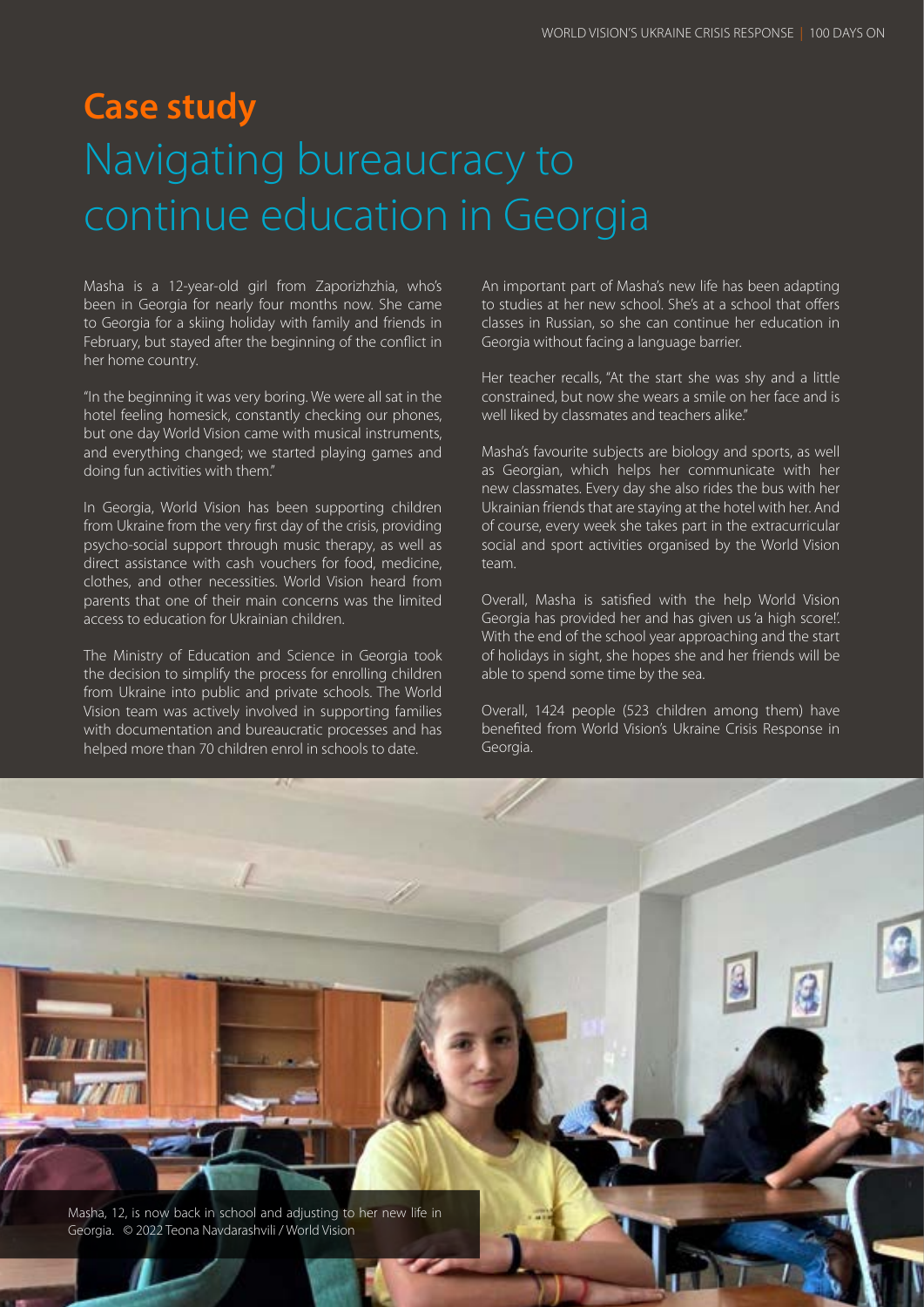## Case study

# Navigating bureaucracy to continue education in Georgia

Masha is a 12-year-old girl from Zaporizhzhia, who's been in Georgia for nearly four months now. She came to Georgia for a skiing holiday with family and friends in February, but stayed after the beginning of the conflict in her home country.

"In the beginning it was very boring. We were all sat in the hotel feeling homesick, constantly checking our phones, but one day World Vision came with musical instruments, and everything changed; we started playing games and doing fun activities with them."

In Georgia, World Vision has been supporting children from Ukraine from the very first day of the crisis, providing psycho-social support through music therapy, as well as direct assistance with cash vouchers for food, medicine, clothes, and other necessities. World Vision heard from parents that one of their main concerns was the limited access to education for Ukrainian children.

The Ministry of Education and Science in Georgia took the decision to simplify the process for enrolling children from Ukraine into public and private schools. The World Vision team was actively involved in supporting families with documentation and bureaucratic processes and has helped more than 70 children enrol in schools to date.

An important part of Masha's new life has been adapting to studies at her new school. She's at a school that offers classes in Russian, so she can continue her education in Georgia without facing a language barrier.

Her teacher recalls, "At the start she was shy and a little constrained, but now she wears a smile on her face and is well liked by classmates and teachers alike."

Masha's favourite subjects are biology and sports, as well as Georgian, which helps her communicate with her new classmates. Every day she also rides the bus with her Ukrainian friends that are staying at the hotel with her. And of course, every week she takes part in the extracurricular social and sport activities organised by the World Vision team.

Overall, Masha is satisfied with the help World Vision Georgia has provided her and has given us 'a high score!'. With the end of the school year approaching and the start of holidays in sight, she hopes she and her friends will be able to spend some time by the sea.

Overall, 1424 people (523 children among them) have benefited from World Vision's Ukraine Crisis Response in Georgia.

Masha, 12, is now back in school and adjusting to her new life in Georgia. © 2022 Teona Navdarashvili / World Vision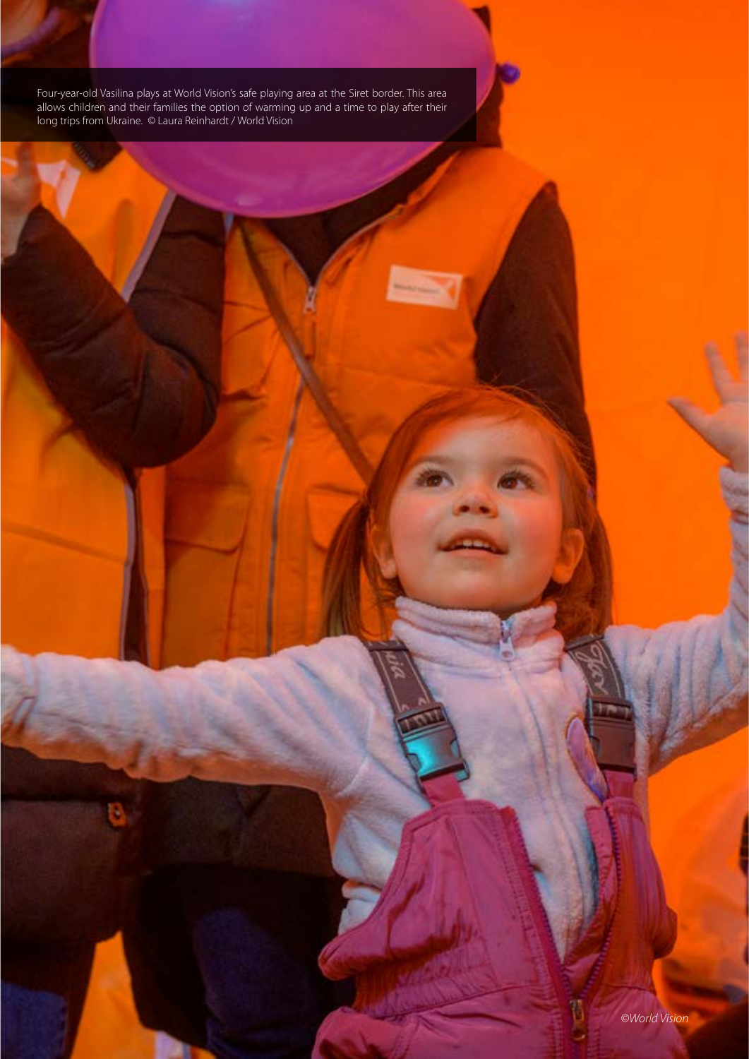Four-year-old Vasilina plays at World Vision's safe playing area at the Siret border. This area allows children and their families the option of warming up and a time to play after their long trips from Ukraine. © Laura Reinhardt / World Vision

*©World Vision*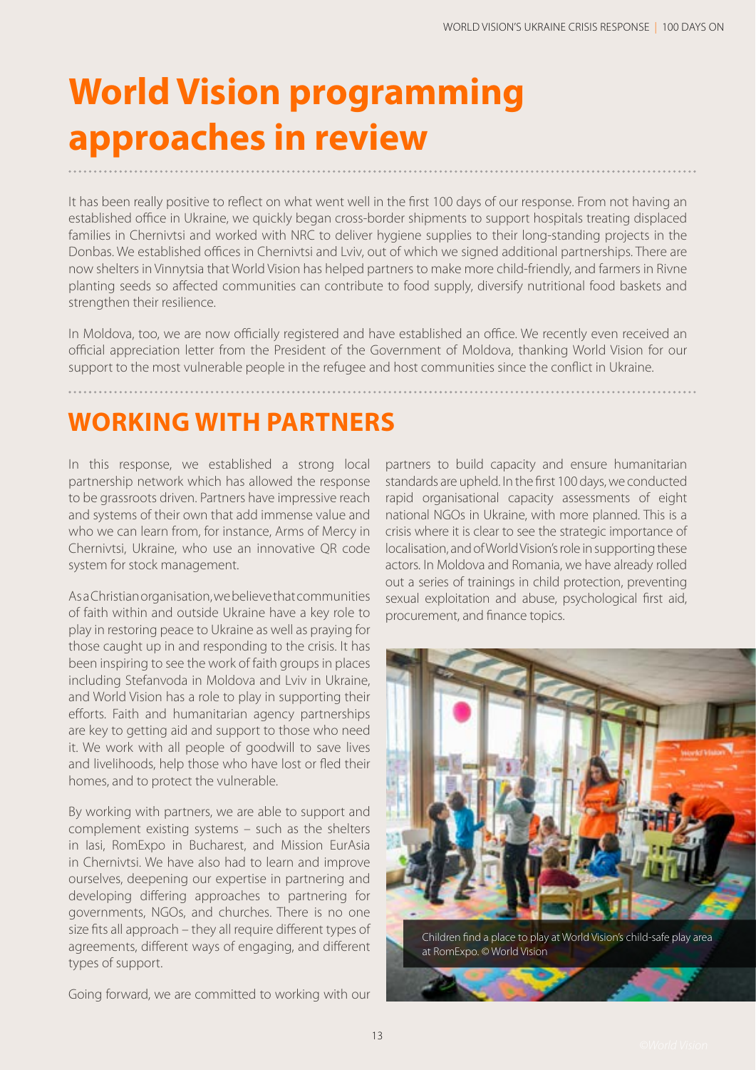# World Vision programming approaches in review

It has been really positive to reflect on what went well in the first 100 days of our response. From not having an established office in Ukraine, we quickly began cross-border shipments to support hospitals treating displaced families in Chernivtsi and worked with NRC to deliver hygiene supplies to their long-standing projects in the Donbas. We established offices in Chernivtsi and Lviv, out of which we signed additional partnerships. There are now shelters in Vinnytsia that World Vision has helped partners to make more child-friendly, and farmers in Rivne planting seeds so affected communities can contribute to food supply, diversify nutritional food baskets and strengthen their resilience.

In Moldova, too, we are now officially registered and have established an office. We recently even received an official appreciation letter from the President of the Government of Moldova, thanking World Vision for our support to the most vulnerable people in the refugee and host communities since the conflict in Ukraine.

## WORKING WITH PARTNERS

In this response, we established a strong local partnership network which has allowed the response to be grassroots driven. Partners have impressive reach and systems of their own that add immense value and who we can learn from, for instance, Arms of Mercy in Chernivtsi, Ukraine, who use an innovative QR code system for stock management.

As a Christian organisation, we believe that communities of faith within and outside Ukraine have a key role to play in restoring peace to Ukraine as well as praying for those caught up in and responding to the crisis. It has been inspiring to see the work of faith groups in places including Stefanvoda in Moldova and Lviv in Ukraine, and World Vision has a role to play in supporting their efforts. Faith and humanitarian agency partnerships are key to getting aid and support to those who need it. We work with all people of goodwill to save lives and livelihoods, help those who have lost or fled their homes, and to protect the vulnerable.

By working with partners, we are able to support and complement existing systems – such as the shelters in Iasi, RomExpo in Bucharest, and Mission EurAsia in Chernivtsi. We have also had to learn and improve ourselves, deepening our expertise in partnering and developing differing approaches to partnering for governments, NGOs, and churches. There is no one size fits all approach – they all require different types of agreements, different ways of engaging, and different types of support.

Going forward, we are committed to working with our partners to build capacity and ensure humanitarian standards are upheld. In the first 100 days, we conducted rapid organisational capacity assessments of eight national NGOs in Ukraine, with more planned. This is a crisis where it is clear to see the strategic importance of localisation, and of World Vision's role in supporting these actors. In Moldova and Romania, we have already rolled out a series of trainings in child protection, preventing sexual exploitation and abuse, psychological first aid, procurement, and finance topics.

Children find a place to play at World Vision's child-safe play area at RomExpo. © World Vision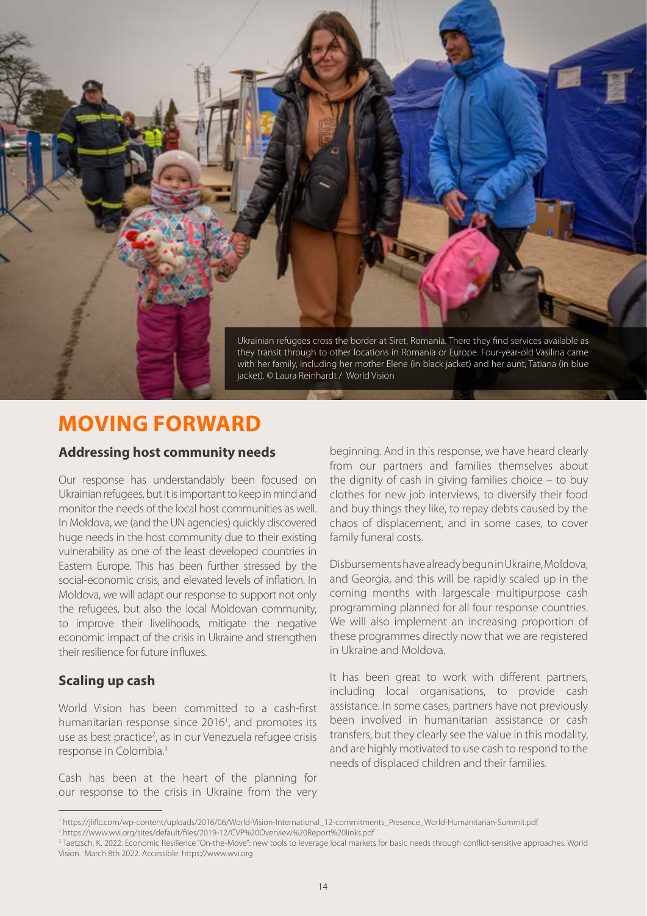Ukrainian refugees cross the border at Siret, Romania. There they find services available as they transit through to other locations in Romania or Europe. Four-year-old Vasilina came with her family, including her mother Elene (in black jacket) and her aunt, Tatiana (in blue jacket). © Laura Reinhardt / World Vision

# MOVING FORWARD

## Addressing host community needs

Our response has understandably been focused on Ukrainian refugees, but it is important to keep in mind and monitor the needs of the local host communities as well. In Moldova, we (and the UN agencies) quickly discovered huge needs in the host community due to their existing vulnerability as one of the least developed countries in Eastern Europe. This has been further stressed by the social-economic crisis, and elevated levels of inflation. In Moldova, we will adapt our response to support not only the refugees, but also the local Moldovan community, to improve their livelihoods, mitigate the negative economic impact of the crisis in Ukraine and strengthen their resilience for future influxes.

## Scaling up cash

World Vision has been committed to a cash-first humanitarian response since 2016[1], and promotes its use as best practice[2], as in our Venezuela refugee crisis response in Colombia.[3]

Cash has been at the heart of the planning for our response to the crisis in Ukraine from the very beginning. And in this response, we have heard clearly from our partners and families themselves about the dignity of cash in giving families choice – to buy clothes for new job interviews, to diversify their food and buy things they like, to repay debts caused by the chaos of displacement, and in some cases, to cover family funeral costs.

Disbursements have already begun in Ukraine, Moldova, and Georgia, and this will be rapidly scaled up in the coming months with largescale multipurpose cash programming planned for all four response countries. We will also implement an increasing proportion of these programmes directly now that we are registered in Ukraine and Moldova.

It has been great to work with different partners, including local organisations, to provide cash assistance. In some cases, partners have not previously been involved in humanitarian assistance or cash transfers, but they clearly see the value in this modality, and are highly motivated to use cash to respond to the needs of displaced children and their families.

---

[1] https://jliflc.com/wp-content/uploads/2016/06/World-Vision-International_12-commitments_Presence_World-Humanitarian-Summit.pdf

[2] https://www.wvi.org/sites/default/files/2019-12/CVP%20Overview%20Report%20links.pdf

[3] Taetzsch, K. 2022. Economic Resilience "On-the-Move": new tools to leverage local markets for basic needs through conflict-sensitive approaches. World Vision. March 8th 2022. Accessible: https://www.wvi.org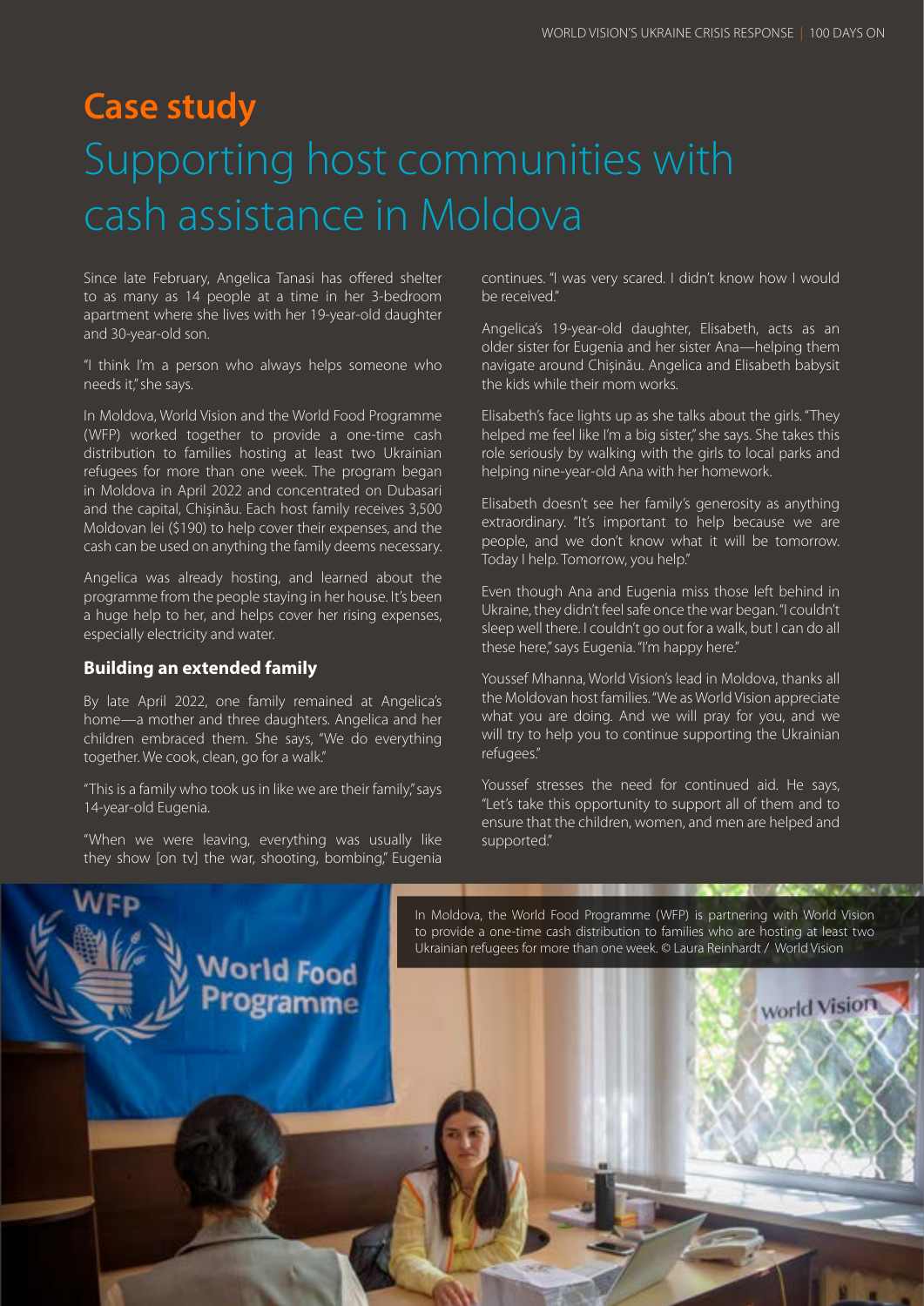# Case study

## Supporting host communities with cash assistance in Moldova

Since late February, Angelica Tanasi has offered shelter to as many as 14 people at a time in her 3-bedroom apartment where she lives with her 19-year-old daughter and 30-year-old son.

"I think I'm a person who always helps someone who needs it," she says.

In Moldova, World Vision and the World Food Programme (WFP) worked together to provide a one-time cash distribution to families hosting at least two Ukrainian refugees for more than one week. The program began in Moldova in April 2022 and concentrated on Dubasari and the capital, Chişinău. Each host family receives 3,500 Moldovan lei ($190) to help cover their expenses, and the cash can be used on anything the family deems necessary.

Angelica was already hosting, and learned about the programme from the people staying in her house. It's been a huge help to her, and helps cover her rising expenses, especially electricity and water.

### Building an extended family

By late April 2022, one family remained at Angelica's home—a mother and three daughters. Angelica and her children embraced them. She says, "We do everything together. We cook, clean, go for a walk."

"This is a family who took us in like we are their family," says 14-year-old Eugenia.

"When we were leaving, everything was usually like they show [on tv] the war, shooting, bombing," Eugenia continues. "I was very scared. I didn't know how I would be received."

Angelica's 19-year-old daughter, Elisabeth, acts as an older sister for Eugenia and her sister Ana—helping them navigate around Chişinău. Angelica and Elisabeth babysit the kids while their mom works.

Elisabeth's face lights up as she talks about the girls. "They helped me feel like I'm a big sister," she says. She takes this role seriously by walking with the girls to local parks and helping nine-year-old Ana with her homework.

Elisabeth doesn't see her family's generosity as anything extraordinary. "It's important to help because we are people, and we don't know what it will be tomorrow. Today I help. Tomorrow, you help."

Even though Ana and Eugenia miss those left behind in Ukraine, they didn't feel safe once the war began. "I couldn't sleep well there. I couldn't go out for a walk, but I can do all these here," says Eugenia. "I'm happy here."

Youssef Mhanna, World Vision's lead in Moldova, thanks all the Moldovan host families. "We as World Vision appreciate what you are doing. And we will pray for you, and we will try to help you to continue supporting the Ukrainian refugees."

Youssef stresses the need for continued aid. He says, "Let's take this opportunity to support all of them and to ensure that the children, women, and men are helped and supported."

In Moldova, the World Food Programme (WFP) is partnering with World Vision to provide a one-time cash distribution to families who are hosting at least two Ukrainian refugees for more than one week. © Laura Reinhardt / World Vision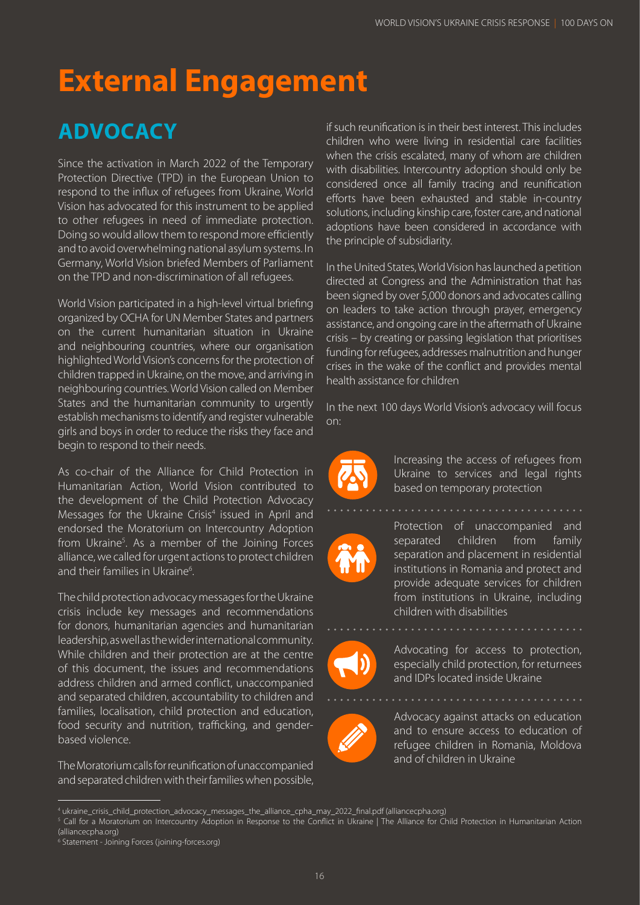# External Engagement

## ADVOCACY

Since the activation in March 2022 of the Temporary Protection Directive (TPD) in the European Union to respond to the influx of refugees from Ukraine, World Vision has advocated for this instrument to be applied to other refugees in need of immediate protection. Doing so would allow them to respond more efficiently and to avoid overwhelming national asylum systems. In Germany, World Vision briefed Members of Parliament on the TPD and non-discrimination of all refugees.

World Vision participated in a high-level virtual briefing organized by OCHA for UN Member States and partners on the current humanitarian situation in Ukraine and neighbouring countries, where our organisation highlighted World Vision's concerns for the protection of children trapped in Ukraine, on the move, and arriving in neighbouring countries. World Vision called on Member States and the humanitarian community to urgently establish mechanisms to identify and register vulnerable girls and boys in order to reduce the risks they face and begin to respond to their needs.

As co-chair of the Alliance for Child Protection in Humanitarian Action, World Vision contributed to the development of the Child Protection Advocacy Messages for the Ukraine Crisis[4] issued in April and endorsed the Moratorium on Intercountry Adoption from Ukraine[5]. As a member of the Joining Forces alliance, we called for urgent actions to protect children and their families in Ukraine[6].

The child protection advocacy messages for the Ukraine crisis include key messages and recommendations for donors, humanitarian agencies and humanitarian leadership, as well as the wider international community. While children and their protection are at the centre of this document, the issues and recommendations address children and armed conflict, unaccompanied and separated children, accountability to children and families, localisation, child protection and education, food security and nutrition, trafficking, and gender-based violence.

The Moratorium calls for reunification of unaccompanied and separated children with their families when possible, if such reunification is in their best interest. This includes children who were living in residential care facilities when the crisis escalated, many of whom are children with disabilities. Intercountry adoption should only be considered once all family tracing and reunification efforts have been exhausted and stable in-country solutions, including kinship care, foster care, and national adoptions have been considered in accordance with the principle of subsidiarity.

In the United States, World Vision has launched a petition directed at Congress and the Administration that has been signed by over 5,000 donors and advocates calling on leaders to take action through prayer, emergency assistance, and ongoing care in the aftermath of Ukraine crisis – by creating or passing legislation that prioritises funding for refugees, addresses malnutrition and hunger crises in the wake of the conflict and provides mental health assistance for children

In the next 100 days World Vision's advocacy will focus on:

- Increasing the access of refugees from Ukraine to services and legal rights based on temporary protection
- Protection of unaccompanied and separated children from family separation and placement in residential institutions in Romania and protect and provide adequate services for children from institutions in Ukraine, including children with disabilities
- Advocating for access to protection, especially child protection, for returnees and IDPs located inside Ukraine
- Advocacy against attacks on education and to ensure access to education of refugee children in Romania, Moldova and of children in Ukraine

---

[4] ukraine_crisis_child_protection_advocacy_messages_the_alliance_cpha_may_2022_final.pdf (alliancecpha.org)

[5] Call for a Moratorium on Intercountry Adoption in Response to the Conflict in Ukraine | The Alliance for Child Protection in Humanitarian Action (alliancecpha.org)

[6] Statement - Joining Forces (joining-forces.org)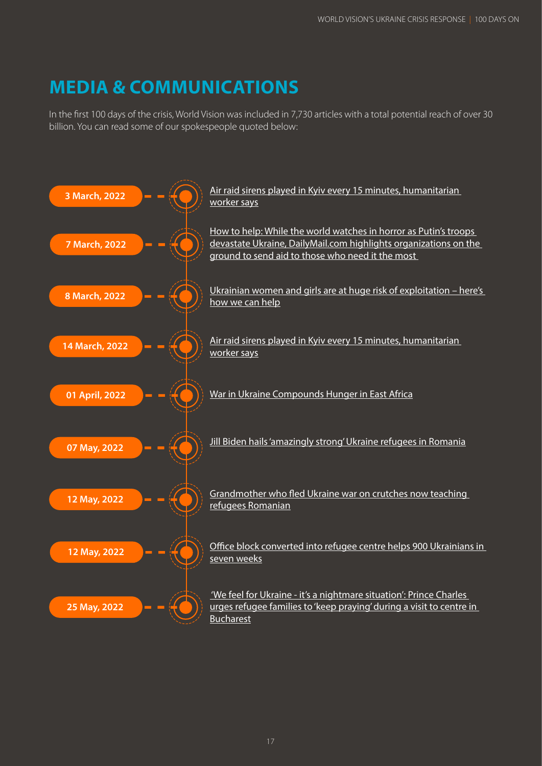# MEDIA & COMMUNICATIONS

In the first 100 days of the crisis, World Vision was included in 7,730 articles with a total potential reach of over 30 billion. You can read some of our spokespeople quoted below:

- **3 March, 2022** — Air raid sirens played in Kyiv every 15 minutes, humanitarian worker says
- **7 March, 2022** — How to help: While the world watches in horror as Putin's troops devastate Ukraine, DailyMail.com highlights organizations on the ground to send aid to those who need it the most
- **8 March, 2022** — Ukrainian women and girls are at huge risk of exploitation – here's how we can help
- **14 March, 2022** — Air raid sirens played in Kyiv every 15 minutes, humanitarian worker says
- **01 April, 2022** — War in Ukraine Compounds Hunger in East Africa
- **07 May, 2022** — Jill Biden hails 'amazingly strong' Ukraine refugees in Romania
- **12 May, 2022** — Grandmother who fled Ukraine war on crutches now teaching refugees Romanian
- **12 May, 2022** — Office block converted into refugee centre helps 900 Ukrainians in seven weeks
- **25 May, 2022** — 'We feel for Ukraine - it's a nightmare situation': Prince Charles urges refugee families to 'keep praying' during a visit to centre in Bucharest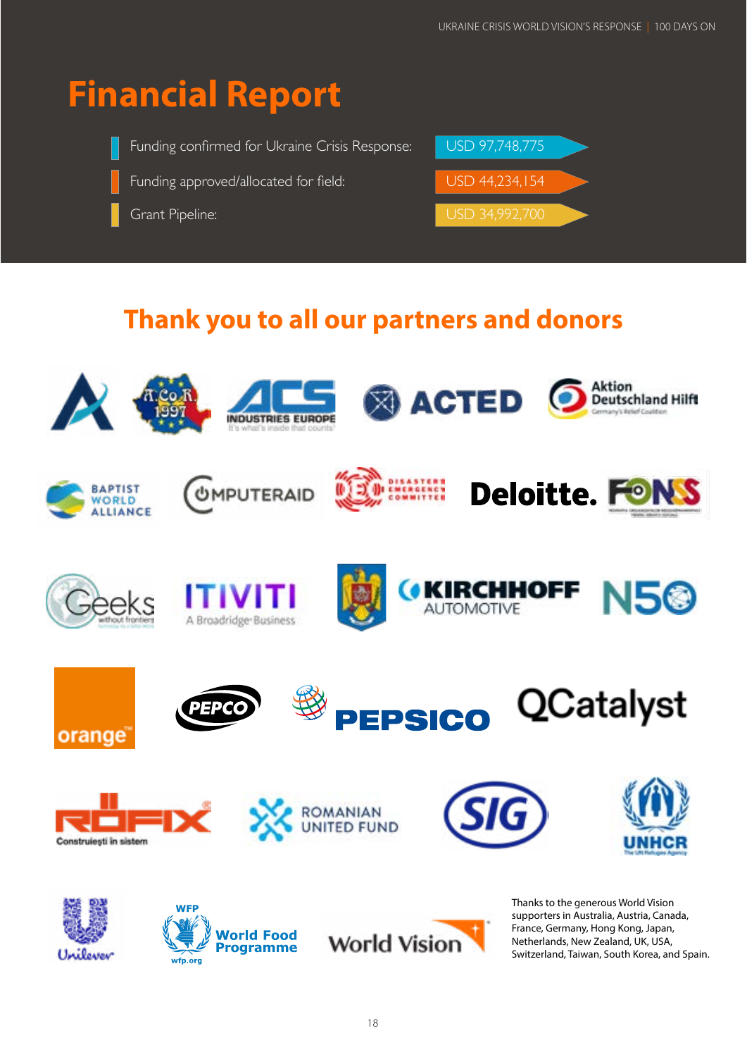# Financial Report

- Funding confirmed for Ukraine Crisis Response: USD 97,748,775
- Funding approved/allocated for field: USD 44,234,154
- Grant Pipeline: USD 34,992,700

## Thank you to all our partners and donors

Thanks to the generous World Vision supporters in Australia, Austria, Canada, France, Germany, Hong Kong, Japan, Netherlands, New Zealand, UK, USA, Switzerland, Taiwan, South Korea, and Spain.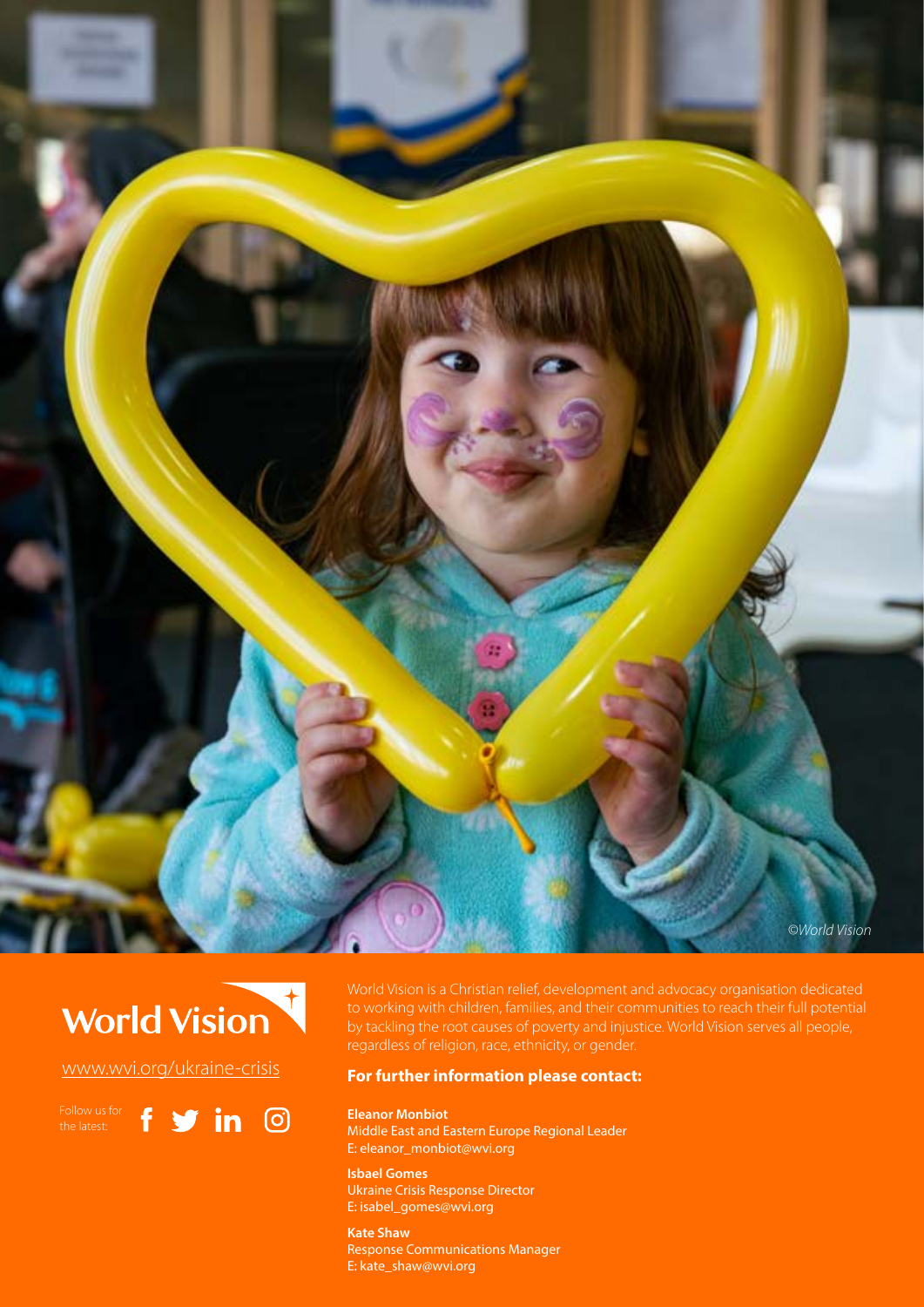©World Vision

World Vision

www.wvi.org/ukraine-crisis

Follow us for the latest:

World Vision is a Christian relief, development and advocacy organisation dedicated to working with children, families, and their communities to reach their full potential by tackling the root causes of poverty and injustice. World Vision serves all people, regardless of religion, race, ethnicity, or gender.

**For further information please contact:**

**Eleanor Monbiot**
Middle East and Eastern Europe Regional Leader
E: eleanor_monbiot@wvi.org

**Isbael Gomes**
Ukraine Crisis Response Director
E: isabel_gomes@wvi.org

**Kate Shaw**
Response Communications Manager
E: kate_shaw@wvi.org